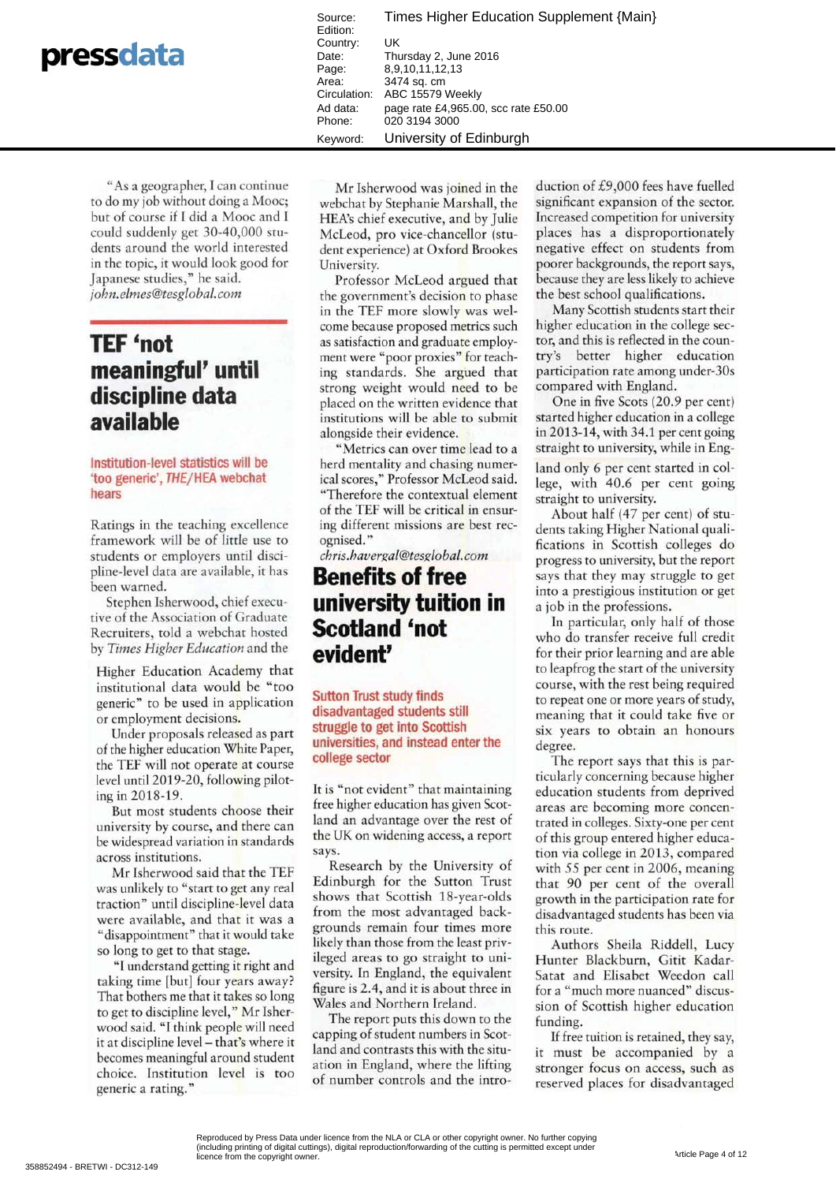"As a geographer, I can continue to do my job without doing a Mooc; but of course if I did a Mooc and I could suddenly get 30-40,000 students around the world interested in the topic, it would look good for Japanese studies," he said.
*john.elmes@tesglobal.com*

## TEF 'not meaningful' until discipline data available

**Institution-level statistics will be 'too generic', *THE*/HEA webchat hears**

Ratings in the teaching excellence framework will be of little use to students or employers until discipline-level data are available, it has been warned.

Stephen Isherwood, chief executive of the Association of Graduate Recruiters, told a webchat hosted by *Times Higher Education* and the Higher Education Academy that institutional data would be "too generic" to be used in application or employment decisions.

Under proposals released as part of the higher education White Paper, the TEF will not operate at course level until 2019-20, following piloting in 2018-19.

But most students choose their university by course, and there can be widespread variation in standards across institutions.

Mr Isherwood said that the TEF was unlikely to "start to get any real traction" until discipline-level data were available, and that it was a "disappointment" that it would take so long to get to that stage.

"I understand getting it right and taking time [but] four years away? That bothers me that it takes so long to get to discipline level," Mr Isherwood said. "I think people will need it at discipline level – that's where it becomes meaningful around student choice. Institution level is too generic a rating."

Mr Isherwood was joined in the webchat by Stephanie Marshall, the HEA's chief executive, and by Julie McLeod, pro vice-chancellor (student experience) at Oxford Brookes University.

Professor McLeod argued that the government's decision to phase in the TEF more slowly was welcome because proposed metrics such as satisfaction and graduate employment were "poor proxies" for teaching standards. She argued that strong weight would need to be placed on the written evidence that institutions will be able to submit alongside their evidence.

"Metrics can over time lead to a herd mentality and chasing numerical scores," Professor McLeod said. "Therefore the contextual element of the TEF will be critical in ensuring different missions are best recognised."
*chris.havergal@tesglobal.com*

## Benefits of free university tuition in Scotland 'not evident'

**Sutton Trust study finds disadvantaged students still struggle to get into Scottish universities, and instead enter the college sector**

It is "not evident" that maintaining free higher education has given Scotland an advantage over the rest of the UK on widening access, a report says.

Research by the University of Edinburgh for the Sutton Trust shows that Scottish 18-year-olds from the most advantaged backgrounds remain four times more likely than those from the least privileged areas to go straight to university. In England, the equivalent figure is 2.4, and it is about three in Wales and Northern Ireland.

The report puts this down to the capping of student numbers in Scotland and contrasts this with the situation in England, where the lifting of number controls and the introduction of £9,000 fees have fuelled significant expansion of the sector. Increased competition for university places has a disproportionately negative effect on students from poorer backgrounds, the report says, because they are less likely to achieve the best school qualifications.

Many Scottish students start their higher education in the college sector, and this is reflected in the country's better higher education participation rate among under-30s compared with England.

One in five Scots (20.9 per cent) started higher education in a college in 2013-14, with 34.1 per cent going straight to university, while in England only 6 per cent started in college, with 40.6 per cent going straight to university.

About half (47 per cent) of students taking Higher National qualifications in Scottish colleges do progress to university, but the report says that they may struggle to get into a prestigious institution or get a job in the professions.

In particular, only half of those who do transfer receive full credit for their prior learning and are able to leapfrog the start of the university course, with the rest being required to repeat one or more years of study, meaning that it could take five or six years to obtain an honours degree.

The report says that this is particularly concerning because higher education students from deprived areas are becoming more concentrated in colleges. Sixty-one per cent of this group entered higher education via college in 2013, compared with 55 per cent in 2006, meaning that 90 per cent of the overall growth in the participation rate for disadvantaged students has been via this route.

Authors Sheila Riddell, Lucy Hunter Blackburn, Gitit Kadar-Satat and Elisabet Weedon call for a "much more nuanced" discussion of Scottish higher education funding.

If free tuition is retained, they say, it must be accompanied by a stronger focus on access, such as reserved places for disadvantaged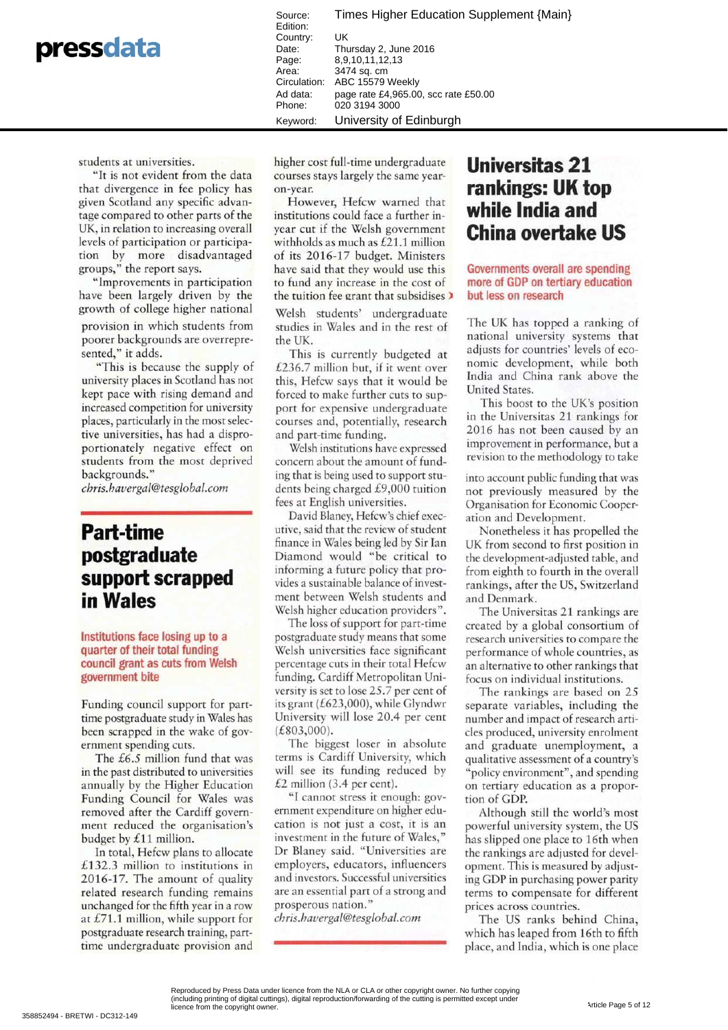students at universities.

"It is not evident from the data that divergence in fee policy has given Scotland any specific advantage compared to other parts of the UK, in relation to increasing overall levels of participation or participation by more disadvantaged groups," the report says.

"Improvements in participation have been largely driven by the growth of college higher national provision in which students from poorer backgrounds are overrepresented," it adds.

"This is because the supply of university places in Scotland has not kept pace with rising demand and increased competition for university places, particularly in the most selective universities, has had a disproportionately negative effect on students from the most deprived backgrounds."

*chris.havergal@tesglobal.com*

# Part-time postgraduate support scrapped in Wales

**Institutions face losing up to a quarter of their total funding council grant as cuts from Welsh government bite**

Funding council support for part-time postgraduate study in Wales has been scrapped in the wake of government spending cuts.

The £6.5 million fund that was in the past distributed to universities annually by the Higher Education Funding Council for Wales was removed after the Cardiff government reduced the organisation's budget by £11 million.

In total, Hefcw plans to allocate £132.3 million to institutions in 2016-17. The amount of quality related research funding remains unchanged for the fifth year in a row at £71.1 million, while support for postgraduate research training, part-time undergraduate provision and higher cost full-time undergraduate courses stays largely the same year-on-year.

However, Hefcw warned that institutions could face a further in-year cut if the Welsh government withholds as much as £21.1 million of its 2016-17 budget. Ministers have said that they would use this to fund any increase in the cost of the tuition fee grant that subsidises Welsh students' undergraduate studies in Wales and in the rest of the UK.

This is currently budgeted at £236.7 million but, if it went over this, Hefcw says that it would be forced to make further cuts to support for expensive undergraduate courses and, potentially, research and part-time funding.

Welsh institutions have expressed concern about the amount of funding that is being used to support students being charged £9,000 tuition fees at English universities.

David Blaney, Hefcw's chief executive, said that the review of student finance in Wales being led by Sir Ian Diamond would "be critical to informing a future policy that provides a sustainable balance of investment between Welsh students and Welsh higher education providers".

The loss of support for part-time postgraduate study means that some Welsh universities face significant percentage cuts in their total Hefcw funding. Cardiff Metropolitan University is set to lose 25.7 per cent of its grant (£623,000), while Glyndwr University will lose 20.4 per cent (£803,000).

The biggest loser in absolute terms is Cardiff University, which will see its funding reduced by £2 million (3.4 per cent).

"I cannot stress it enough: government expenditure on higher education is not just a cost, it is an investment in the future of Wales," Dr Blaney said. "Universities are employers, educators, influencers and investors. Successful universities are an essential part of a strong and prosperous nation."

*chris.havergal@tesglobal.com*

# Universitas 21 rankings: UK top while India and China overtake US

**Governments overall are spending more of GDP on tertiary education but less on research**

The UK has topped a ranking of national university systems that adjusts for countries' levels of economic development, while both India and China rank above the United States.

This boost to the UK's position in the Universitas 21 rankings for 2016 has not been caused by an improvement in performance, but a revision to the methodology to take into account public funding that was not previously measured by the Organisation for Economic Cooperation and Development.

Nonetheless it has propelled the UK from second to first position in the development-adjusted table, and from eighth to fourth in the overall rankings, after the US, Switzerland and Denmark.

The Universitas 21 rankings are created by a global consortium of research universities to compare the performance of whole countries, as an alternative to other rankings that focus on individual institutions.

The rankings are based on 25 separate variables, including the number and impact of research articles produced, university enrolment and graduate unemployment, a qualitative assessment of a country's "policy environment", and spending on tertiary education as a proportion of GDP.

Although still the world's most powerful university system, the US has slipped one place to 16th when the rankings are adjusted for development. This is measured by adjusting GDP in purchasing power parity terms to compensate for different prices across countries.

The US ranks behind China, which has leaped from 16th to fifth place, and India, which is one place